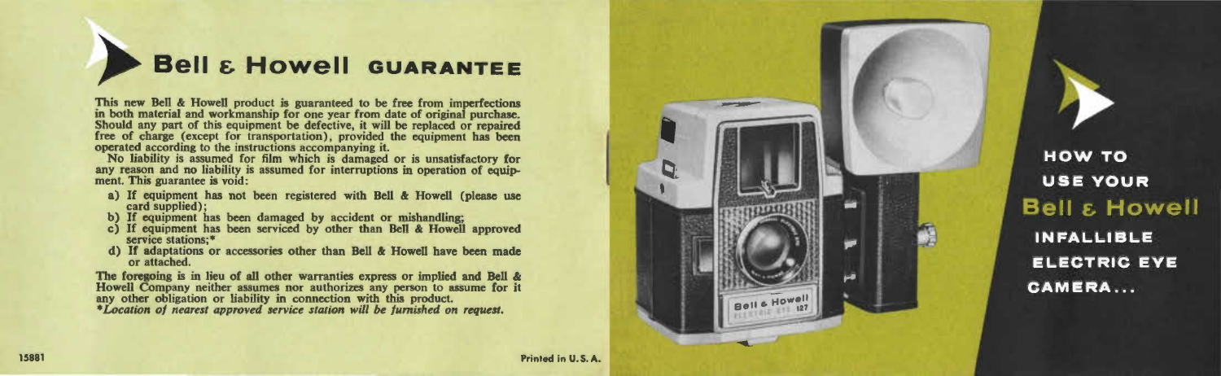# Bell & Howell GUARANTEE

This new Bell & Howell product is guaranteed to be free from imperfections in both material and workmanship for one year from date of original purchase. Should any part of this equipment be defective, it will be replaced or repaired free of charge (except for transportation), provided the equipment has been operated according to the instructions accompanying it.

No liability is assumed for film which is damaged or is unsatisfactory for any reason and no liability is assumed for interruptions in operation of equipment. This guarantee is void:

a) If equipment has not been registered with Bell & Howell (please use card supplied);
b) If equipment has been damaged by accident or mishandling;
c) If equipment has been serviced by other than Bell & Howell approved service stations;*
d) If adaptations or accessories other than Bell & Howell have been made or attached.

The foregoing is in lieu of all other warranties express or implied and Bell & Howell Company neither assumes nor authorizes any person to assume for it any other obligation or liability in connection with this product.

**Location of nearest approved service station will be furnished on request.*

15881

Printed in U.S.A.

# HOW TO USE YOUR Bell & Howell INFALLIBLE ELECTRIC EYE CAMERA...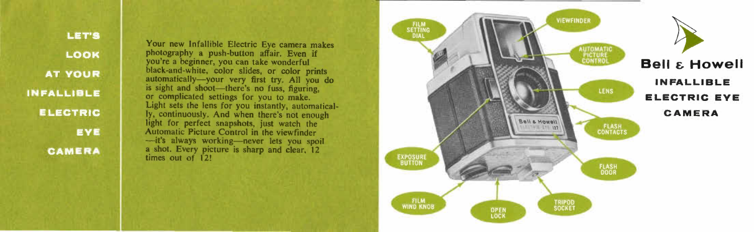# LET'S LOOK AT YOUR INFALLIBLE ELECTRIC EYE CAMERA

Your new Infallible Electric Eye camera makes photography a push-button affair. Even if you're a beginner, you can take wonderful black-and-white, color slides, or color prints automatically—your very first try. All you do is sight and shoot—there's no fuss, figuring, or complicated settings for you to make. Light sets the lens for you instantly, automatically, continuously. And when there's not enough light for perfect snapshots, just watch the Automatic Picture Control in the viewfinder —it's always working—never lets you spoil a shot. Every picture is sharp and clear, 12 times out of 12!

FILM SETTING DIAL

VIEWFINDER

AUTOMATIC PICTURE CONTROL

LENS

FLASH CONTACTS

FLASH DOOR

TRIPOD SOCKET

OPEN LOCK

FILM WIND KNOB

EXPOSURE BUTTON

## Bell & Howell

### INFALLIBLE ELECTRIC EYE CAMERA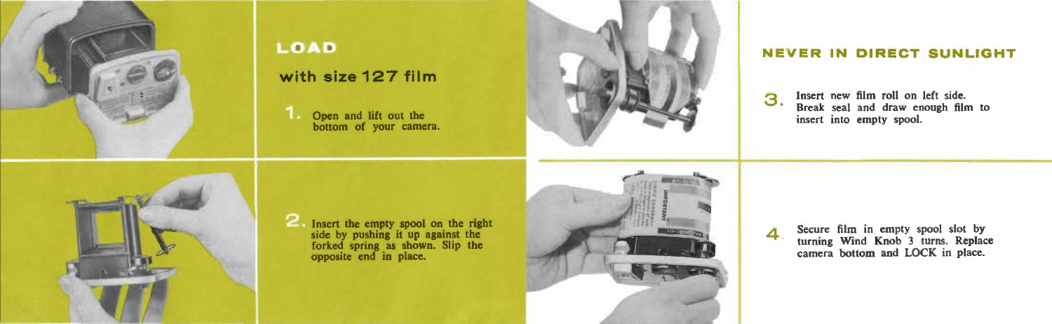## LOAD

### with size 127 film

1. Open and lift out the bottom of your camera.

2. Insert the empty spool on the right side by pushing it up against the forked spring as shown. Slip the opposite end in place.

## NEVER IN DIRECT SUNLIGHT

3. Insert new film roll on left side. Break seal and draw enough film to insert into empty spool.

4. Secure film in empty spool slot by turning Wind Knob 3 turns. Replace camera bottom and LOCK in place.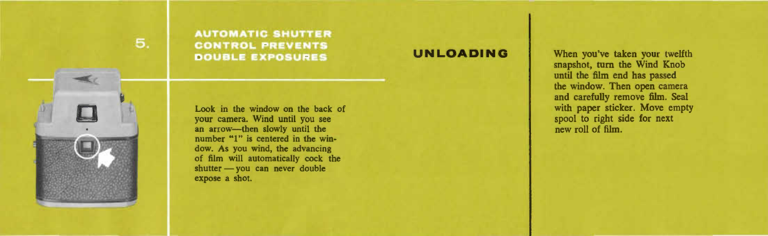5.

## AUTOMATIC SHUTTER CONTROL PREVENTS DOUBLE EXPOSURES

Look in the window on the back of your camera. Wind until you see an arrow—then slowly until the number "1" is centered in the window. As you wind, the advancing of film will automatically cock the shutter — you can never double expose a shot.

## UNLOADING

When you've taken your twelfth snapshot, turn the Wind Knob until the film end has passed the window. Then open camera and carefully remove film. Seal with paper sticker. Move empty spool to right side for next new roll of film.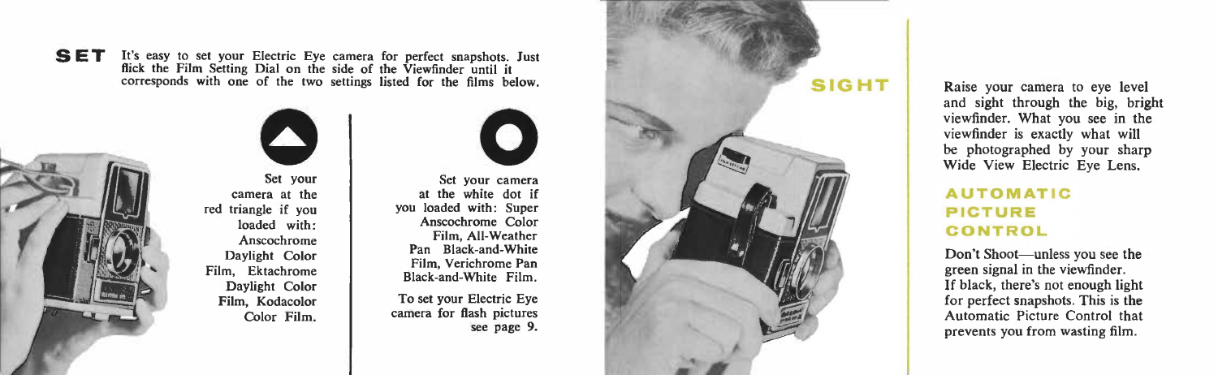## SET

It's easy to set your Electric Eye camera for perfect snapshots. Just flick the Film Setting Dial on the side of the Viewfinder until it corresponds with one of the two settings listed for the films below.

Set your camera at the red triangle if you loaded with: Anscochrome Daylight Color Film, Ektachrome Daylight Color Film, Kodacolor Color Film.

Set your camera at the white dot if you loaded with: Super Anscochrome Color Film, All-Weather Pan Black-and-White Film, Verichrome Pan Black-and-White Film.

To set your Electric Eye camera for flash pictures see page 9.

## SIGHT

Raise your camera to eye level and sight through the big, bright viewfinder. What you see in the viewfinder is exactly what will be photographed by your sharp Wide View Electric Eye Lens.

### AUTOMATIC PICTURE CONTROL

Don't Shoot—unless you see the green signal in the viewfinder. If black, there's not enough light for perfect snapshots. This is the Automatic Picture Control that prevents you from wasting film.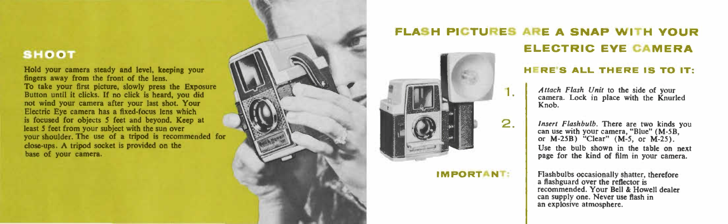## SHOOT

Hold your camera steady and level, keeping your fingers away from the front of the lens.
To take your first picture, slowly press the Exposure Button until it clicks. If no click is heard, you did not wind your camera after your last shot. Your Electric Eye camera has a fixed-focus lens which is focused for objects 5 feet and beyond. Keep at least 5 feet from your subject with the sun over your shoulder. The use of a tripod is recommended for close-ups. A tripod socket is provided on the base of your camera.

## FLASH PICTURES ARE A SNAP WITH YOUR ELECTRIC EYE CAMERA

### HERE'S ALL THERE IS TO IT:

1. *Attach Flash Unit* to the side of your camera. Lock in place with the Knurled Knob.

2. *Insert Flashbulb*. There are two kinds you can use with your camera, "Blue" (M-5B, or M-25B) "Clear" (M-5, or M-25). Use the bulb shown in the table on next page for the kind of film in your camera.

**IMPORTANT:** Flashbulbs occasionally shatter, therefore a flashguard over the reflector is recommended. Your Bell & Howell dealer can supply one. Never use flash in an explosive atmosphere.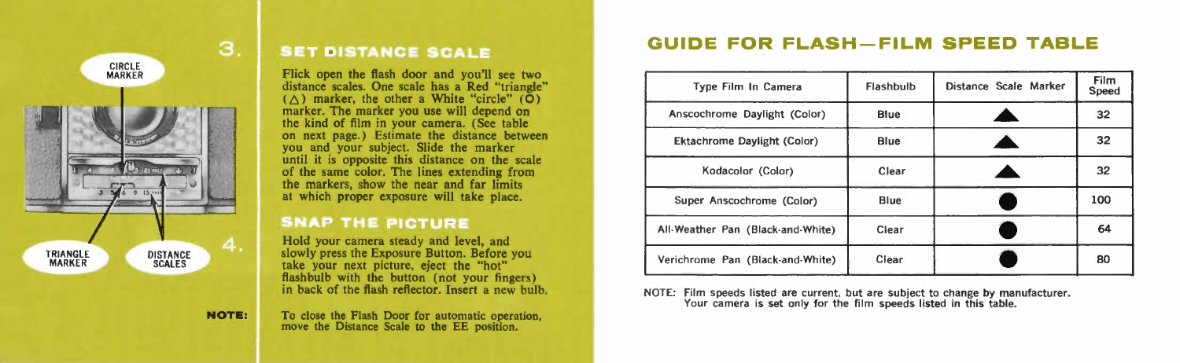CIRCLE MARKER

TRIANGLE MARKER

DISTANCE SCALES

## 3. SET DISTANCE SCALE

Flick open the flash door and you'll see two distance scales. One scale has a Red "triangle" (△) marker, the other a White "circle" (○) marker. The marker you use will depend on the kind of film in your camera. (See table on next page.) Estimate the distance between you and your subject. Slide the marker until it is opposite this distance on the scale of the same color. The lines extending from the markers, show the near and far limits at which proper exposure will take place.

## 4. SNAP THE PICTURE

Hold your camera steady and level, and slowly press the Exposure Button. Before you take your next picture, eject the "hot" flashbulb with the button (not your fingers) in back of the flash reflector. Insert a new bulb.

**NOTE:** To close the Flash Door for automatic operation, move the Distance Scale to the EE position.

## GUIDE FOR FLASH—FILM SPEED TABLE

| Type Film In Camera | Flashbulb | Distance Scale Marker | Film Speed |
|---|---|---|---|
| Anscochrome Daylight (Color) | Blue | ▲ | 32 |
| Ektachrome Daylight (Color) | Blue | ▲ | 32 |
| Kodacolor (Color) | Clear | ▲ | 32 |
| Super Anscochrome (Color) | Blue | ● | 100 |
| All-Weather Pan (Black-and-White) | Clear | ● | 64 |
| Verichrome Pan (Black-and-White) | Clear | ● | 80 |

NOTE: Film speeds listed are current, but are subject to change by manufacturer. Your camera is set only for the film speeds listed in this table.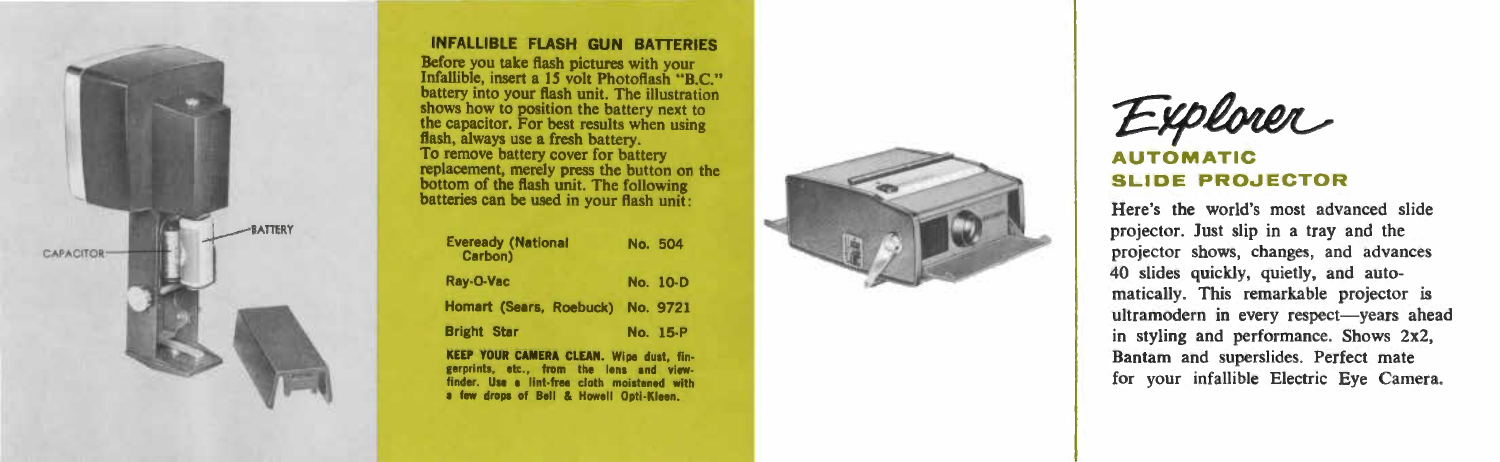CAPACITOR

BATTERY

## INFALLIBLE FLASH GUN BATTERIES

Before you take flash pictures with your Infallible, insert a 15 volt Photoflash "B.C." battery into your flash unit. The illustration shows how to position the battery next to the capacitor. For best results when using flash, always use a fresh battery.
To remove battery cover for battery replacement, merely press the button on the bottom of the flash unit. The following batteries can be used in your flash unit:

| | |
|---|---|
| Eveready (National Carbon) | No. 504 |
| Ray-O-Vac | No. 10-D |
| Homart (Sears, Roebuck) | No. 9721 |
| Bright Star | No. 15-P |

**KEEP YOUR CAMERA CLEAN.** Wipe dust, fingerprints, etc., from the lens and viewfinder. Use a lint-free cloth moistened with a few drops of Bell & Howell Opti-Kleen.

# *Explorer*

## AUTOMATIC SLIDE PROJECTOR

Here's the world's most advanced slide projector. Just slip in a tray and the projector shows, changes, and advances 40 slides quickly, quietly, and automatically. This remarkable projector is ultramodern in every respect—years ahead in styling and performance. Shows 2x2, Bantam and superslides. Perfect mate for your infallible Electric Eye Camera.